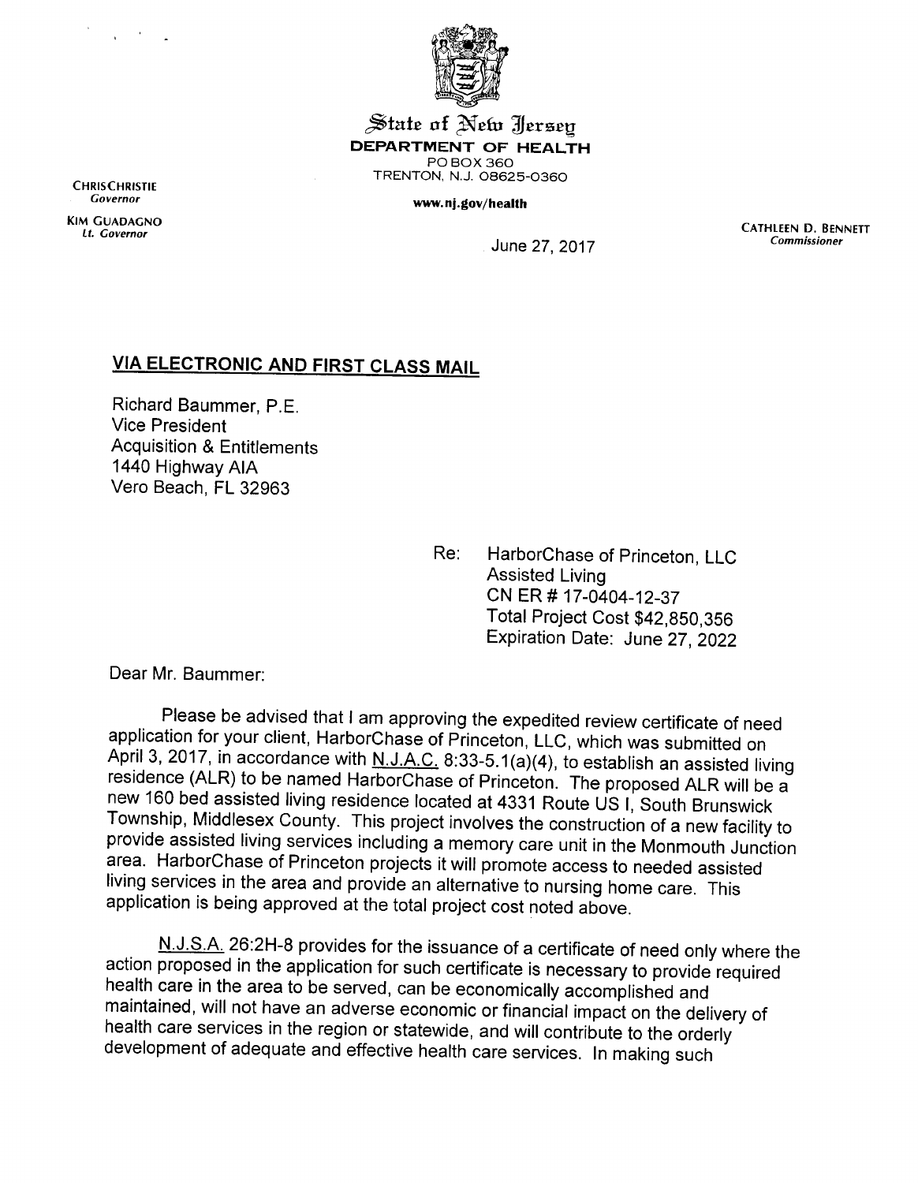State of New Jersey
**DEPARTMENT OF HEALTH**
PO BOX 360
TRENTON, N.J. 08625-0360

www.nj.gov/health

CHRIS CHRISTIE
*Governor*

KIM GUADAGNO
*Lt. Governor*

CATHLEEN D. BENNETT
*Commissioner*

June 27, 2017

**VIA ELECTRONIC AND FIRST CLASS MAIL**

Richard Baummer, P.E.
Vice President
Acquisition & Entitlements
1440 Highway AIA
Vero Beach, FL 32963

Re: HarborChase of Princeton, LLC
Assisted Living
CN ER # 17-0404-12-37
Total Project Cost $42,850,356
Expiration Date: June 27, 2022

Dear Mr. Baummer:

Please be advised that I am approving the expedited review certificate of need application for your client, HarborChase of Princeton, LLC, which was submitted on April 3, 2017, in accordance with N.J.A.C. 8:33-5.1(a)(4), to establish an assisted living residence (ALR) to be named HarborChase of Princeton. The proposed ALR will be a new 160 bed assisted living residence located at 4331 Route US I, South Brunswick Township, Middlesex County. This project involves the construction of a new facility to provide assisted living services including a memory care unit in the Monmouth Junction area. HarborChase of Princeton projects it will promote access to needed assisted living services in the area and provide an alternative to nursing home care. This application is being approved at the total project cost noted above.

N.J.S.A. 26:2H-8 provides for the issuance of a certificate of need only where the action proposed in the application for such certificate is necessary to provide required health care in the area to be served, can be economically accomplished and maintained, will not have an adverse economic or financial impact on the delivery of health care services in the region or statewide, and will contribute to the orderly development of adequate and effective health care services. In making such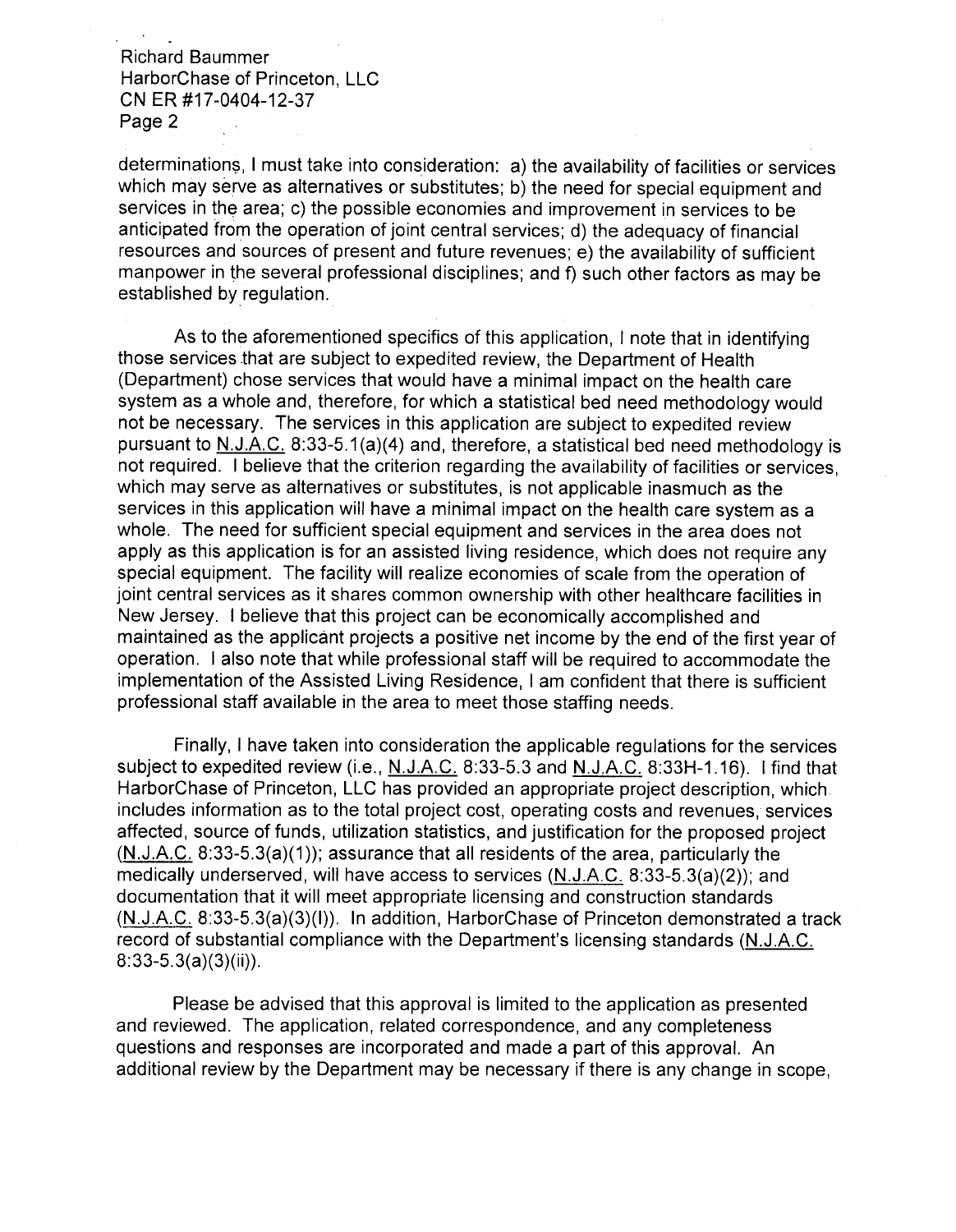determinations, I must take into consideration: a) the availability of facilities or services which may serve as alternatives or substitutes; b) the need for special equipment and services in the area; c) the possible economies and improvement in services to be anticipated from the operation of joint central services; d) the adequacy of financial resources and sources of present and future revenues; e) the availability of sufficient manpower in the several professional disciplines; and f) such other factors as may be established by regulation.

As to the aforementioned specifics of this application, I note that in identifying those services that are subject to expedited review, the Department of Health (Department) chose services that would have a minimal impact on the health care system as a whole and, therefore, for which a statistical bed need methodology would not be necessary. The services in this application are subject to expedited review pursuant to N.J.A.C. 8:33-5.1(a)(4) and, therefore, a statistical bed need methodology is not required. I believe that the criterion regarding the availability of facilities or services, which may serve as alternatives or substitutes, is not applicable inasmuch as the services in this application will have a minimal impact on the health care system as a whole. The need for sufficient special equipment and services in the area does not apply as this application is for an assisted living residence, which does not require any special equipment. The facility will realize economies of scale from the operation of joint central services as it shares common ownership with other healthcare facilities in New Jersey. I believe that this project can be economically accomplished and maintained as the applicant projects a positive net income by the end of the first year of operation. I also note that while professional staff will be required to accommodate the implementation of the Assisted Living Residence, I am confident that there is sufficient professional staff available in the area to meet those staffing needs.

Finally, I have taken into consideration the applicable regulations for the services subject to expedited review (i.e., N.J.A.C. 8:33-5.3 and N.J.A.C. 8:33H-1.16). I find that HarborChase of Princeton, LLC has provided an appropriate project description, which includes information as to the total project cost, operating costs and revenues, services affected, source of funds, utilization statistics, and justification for the proposed project (N.J.A.C. 8:33-5.3(a)(1)); assurance that all residents of the area, particularly the medically underserved, will have access to services (N.J.A.C. 8:33-5.3(a)(2)); and documentation that it will meet appropriate licensing and construction standards (N.J.A.C. 8:33-5.3(a)(3)(I)). In addition, HarborChase of Princeton demonstrated a track record of substantial compliance with the Department's licensing standards (N.J.A.C. 8:33-5.3(a)(3)(ii)).

Please be advised that this approval is limited to the application as presented and reviewed. The application, related correspondence, and any completeness questions and responses are incorporated and made a part of this approval. An additional review by the Department may be necessary if there is any change in scope,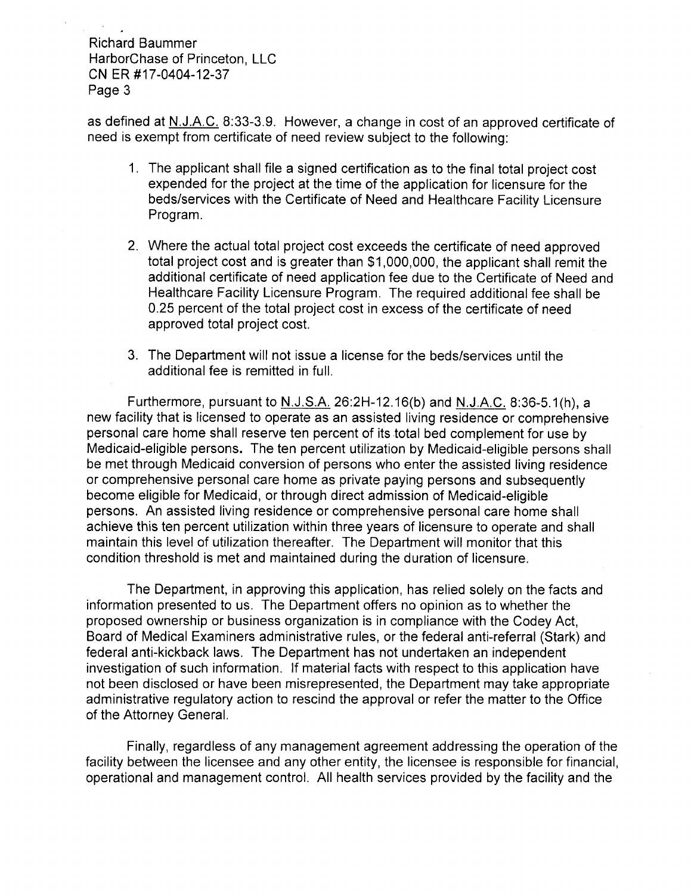as defined at N.J.A.C. 8:33-3.9. However, a change in cost of an approved certificate of need is exempt from certificate of need review subject to the following:

1. The applicant shall file a signed certification as to the final total project cost expended for the project at the time of the application for licensure for the beds/services with the Certificate of Need and Healthcare Facility Licensure Program.

2. Where the actual total project cost exceeds the certificate of need approved total project cost and is greater than $1,000,000, the applicant shall remit the additional certificate of need application fee due to the Certificate of Need and Healthcare Facility Licensure Program. The required additional fee shall be 0.25 percent of the total project cost in excess of the certificate of need approved total project cost.

3. The Department will not issue a license for the beds/services until the additional fee is remitted in full.

Furthermore, pursuant to N.J.S.A. 26:2H-12.16(b) and N.J.A.C. 8:36-5.1(h), a new facility that is licensed to operate as an assisted living residence or comprehensive personal care home shall reserve ten percent of its total bed complement for use by Medicaid-eligible persons. The ten percent utilization by Medicaid-eligible persons shall be met through Medicaid conversion of persons who enter the assisted living residence or comprehensive personal care home as private paying persons and subsequently become eligible for Medicaid, or through direct admission of Medicaid-eligible persons. An assisted living residence or comprehensive personal care home shall achieve this ten percent utilization within three years of licensure to operate and shall maintain this level of utilization thereafter. The Department will monitor that this condition threshold is met and maintained during the duration of licensure.

The Department, in approving this application, has relied solely on the facts and information presented to us. The Department offers no opinion as to whether the proposed ownership or business organization is in compliance with the Codey Act, Board of Medical Examiners administrative rules, or the federal anti-referral (Stark) and federal anti-kickback laws. The Department has not undertaken an independent investigation of such information. If material facts with respect to this application have not been disclosed or have been misrepresented, the Department may take appropriate administrative regulatory action to rescind the approval or refer the matter to the Office of the Attorney General.

Finally, regardless of any management agreement addressing the operation of the facility between the licensee and any other entity, the licensee is responsible for financial, operational and management control. All health services provided by the facility and the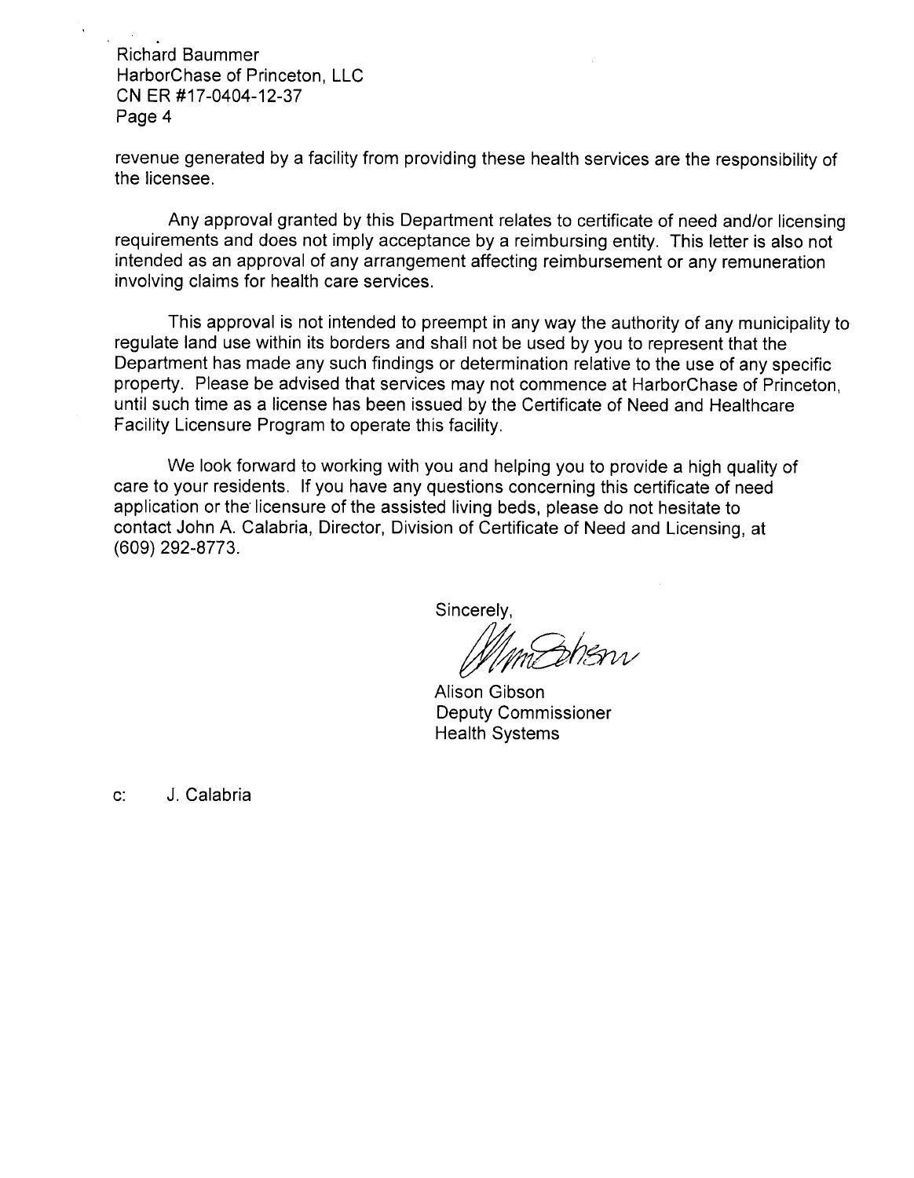Richard Baummer
HarborChase of Princeton, LLC
CN ER #17-0404-12-37
Page 4

revenue generated by a facility from providing these health services are the responsibility of the licensee.

Any approval granted by this Department relates to certificate of need and/or licensing requirements and does not imply acceptance by a reimbursing entity. This letter is also not intended as an approval of any arrangement affecting reimbursement or any remuneration involving claims for health care services.

This approval is not intended to preempt in any way the authority of any municipality to regulate land use within its borders and shall not be used by you to represent that the Department has made any such findings or determination relative to the use of any specific property. Please be advised that services may not commence at HarborChase of Princeton, until such time as a license has been issued by the Certificate of Need and Healthcare Facility Licensure Program to operate this facility.

We look forward to working with you and helping you to provide a high quality of care to your residents. If you have any questions concerning this certificate of need application or the licensure of the assisted living beds, please do not hesitate to contact John A. Calabria, Director, Division of Certificate of Need and Licensing, at (609) 292-8773.

Sincerely,

Alison Gibson
Deputy Commissioner
Health Systems

c: J. Calabria